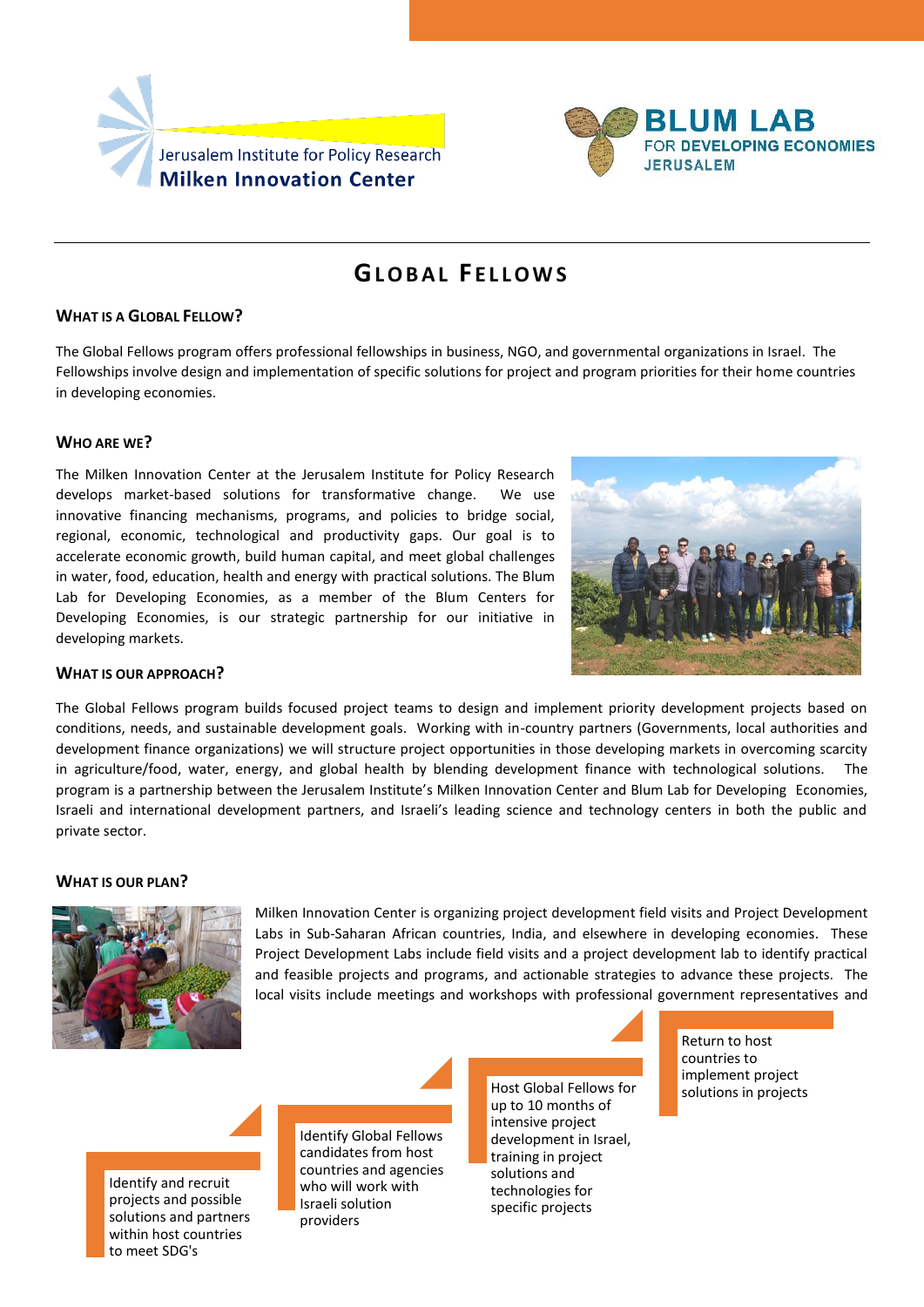Jerusalem Institute for Policy Research
Milken Innovation Center

BLUM LAB
FOR DEVELOPING ECONOMIES
JERUSALEM

# GLOBAL FELLOWS

## WHAT IS A GLOBAL FELLOW?

The Global Fellows program offers professional fellowships in business, NGO, and governmental organizations in Israel. The Fellowships involve design and implementation of specific solutions for project and program priorities for their home countries in developing economies.

## WHO ARE WE?

The Milken Innovation Center at the Jerusalem Institute for Policy Research develops market-based solutions for transformative change. We use innovative financing mechanisms, programs, and policies to bridge social, regional, economic, technological and productivity gaps. Our goal is to accelerate economic growth, build human capital, and meet global challenges in water, food, education, health and energy with practical solutions. The Blum Lab for Developing Economies, as a member of the Blum Centers for Developing Economies, is our strategic partnership for our initiative in developing markets.

## WHAT IS OUR APPROACH?

The Global Fellows program builds focused project teams to design and implement priority development projects based on conditions, needs, and sustainable development goals. Working with in-country partners (Governments, local authorities and development finance organizations) we will structure project opportunities in those developing markets in overcoming scarcity in agriculture/food, water, energy, and global health by blending development finance with technological solutions. The program is a partnership between the Jerusalem Institute's Milken Innovation Center and Blum Lab for Developing Economies, Israeli and international development partners, and Israeli's leading science and technology centers in both the public and private sector.

## WHAT IS OUR PLAN?

Milken Innovation Center is organizing project development field visits and Project Development Labs in Sub-Saharan African countries, India, and elsewhere in developing economies. These Project Development Labs include field visits and a project development lab to identify practical and feasible projects and programs, and actionable strategies to advance these projects. The local visits include meetings and workshops with professional government representatives and

1. Identify and recruit projects and possible solutions and partners within host countries to meet SDG's
2. Identify Global Fellows candidates from host countries and agencies who will work with Israeli solution providers
3. Host Global Fellows for up to 10 months of intensive project development in Israel, training in project solutions and technologies for specific projects
4. Return to host countries to implement project solutions in projects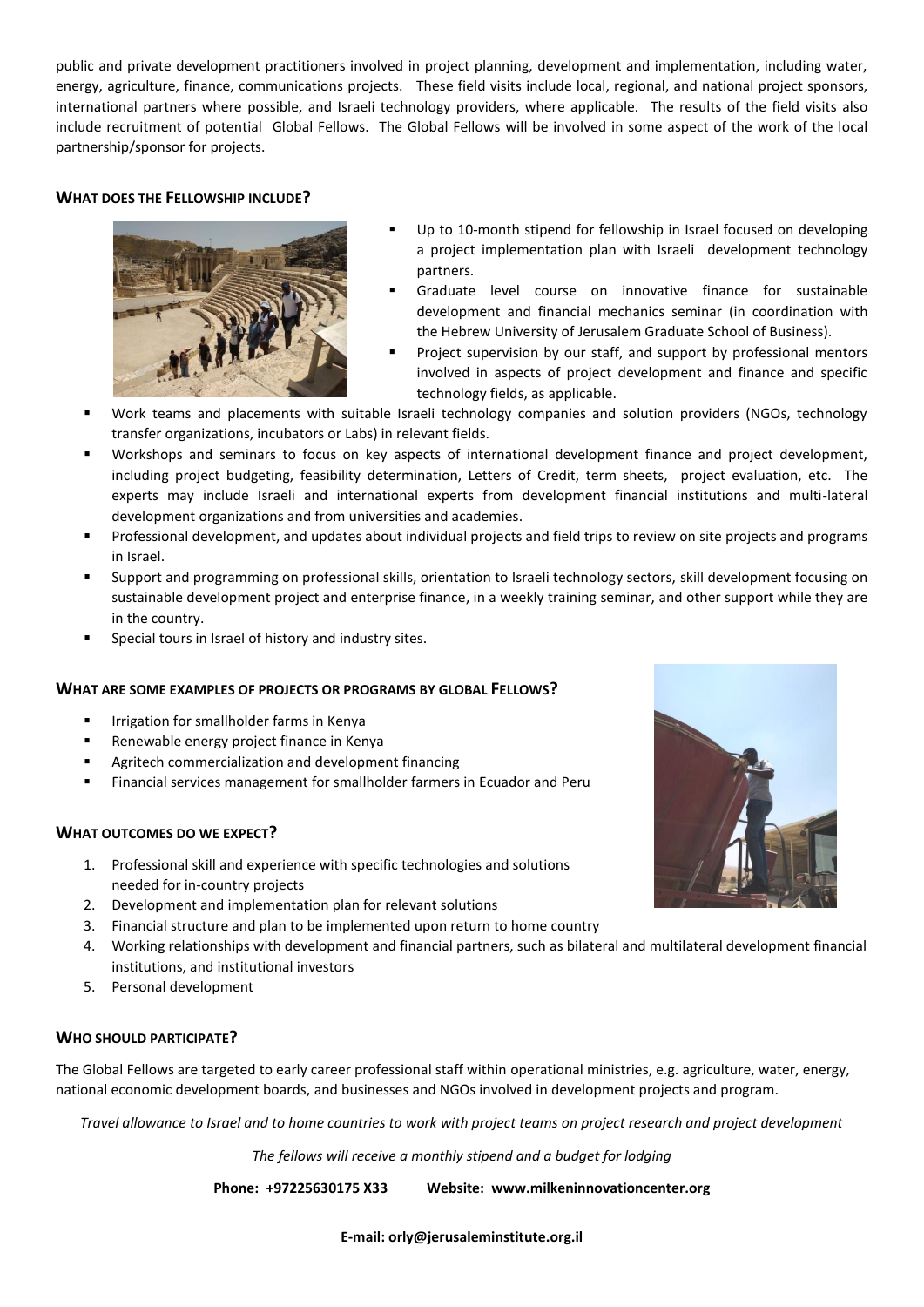public and private development practitioners involved in project planning, development and implementation, including water, energy, agriculture, finance, communications projects. These field visits include local, regional, and national project sponsors, international partners where possible, and Israeli technology providers, where applicable. The results of the field visits also include recruitment of potential Global Fellows. The Global Fellows will be involved in some aspect of the work of the local partnership/sponsor for projects.

### WHAT DOES THE FELLOWSHIP INCLUDE?

- Up to 10-month stipend for fellowship in Israel focused on developing a project implementation plan with Israeli development technology partners.
- Graduate level course on innovative finance for sustainable development and financial mechanics seminar (in coordination with the Hebrew University of Jerusalem Graduate School of Business).
- Project supervision by our staff, and support by professional mentors involved in aspects of project development and finance and specific technology fields, as applicable.
- Work teams and placements with suitable Israeli technology companies and solution providers (NGOs, technology transfer organizations, incubators or Labs) in relevant fields.
- Workshops and seminars to focus on key aspects of international development finance and project development, including project budgeting, feasibility determination, Letters of Credit, term sheets, project evaluation, etc. The experts may include Israeli and international experts from development financial institutions and multi-lateral development organizations and from universities and academies.
- Professional development, and updates about individual projects and field trips to review on site projects and programs in Israel.
- Support and programming on professional skills, orientation to Israeli technology sectors, skill development focusing on sustainable development project and enterprise finance, in a weekly training seminar, and other support while they are in the country.
- Special tours in Israel of history and industry sites.

### WHAT ARE SOME EXAMPLES OF PROJECTS OR PROGRAMS BY GLOBAL FELLOWS?

- Irrigation for smallholder farms in Kenya
- Renewable energy project finance in Kenya
- Agritech commercialization and development financing
- Financial services management for smallholder farmers in Ecuador and Peru

### WHAT OUTCOMES DO WE EXPECT?

1. Professional skill and experience with specific technologies and solutions needed for in-country projects
2. Development and implementation plan for relevant solutions
3. Financial structure and plan to be implemented upon return to home country
4. Working relationships with development and financial partners, such as bilateral and multilateral development financial institutions, and institutional investors
5. Personal development

### WHO SHOULD PARTICIPATE?

The Global Fellows are targeted to early career professional staff within operational ministries, e.g. agriculture, water, energy, national economic development boards, and businesses and NGOs involved in development projects and program.

*Travel allowance to Israel and to home countries to work with project teams on project research and project development*

*The fellows will receive a monthly stipend and a budget for lodging*

**Phone: +97225630175 X33 Website: www.milkeninnovationcenter.org**

**E-mail: orly@jerusaleminstitute.org.il**